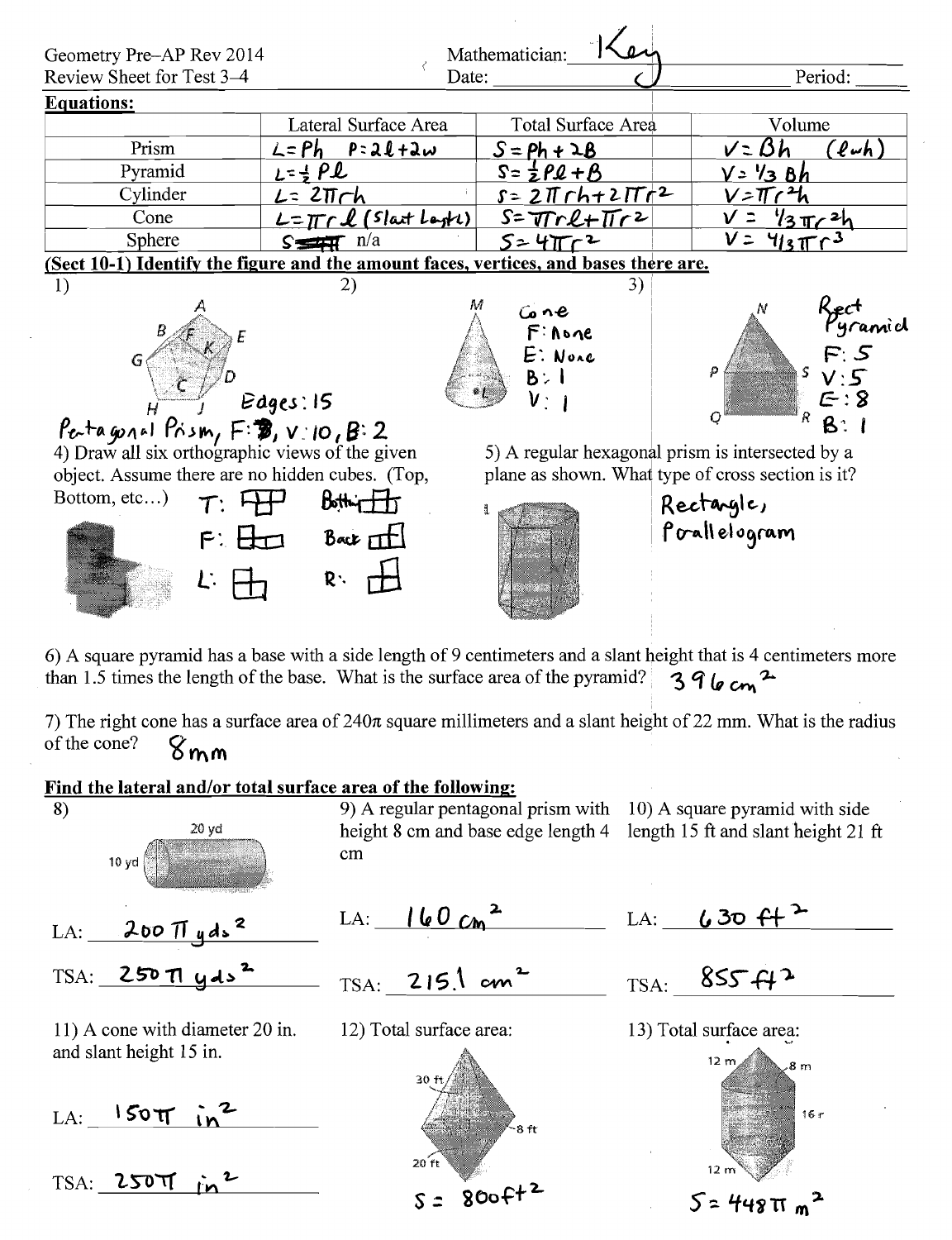Geometry Pre–AP Rev 2014
Review Sheet for Test 3–4

Mathematician: Key
Date: ______________ Period: ______

**Equations:**

| | Lateral Surface Area | Total Surface Area | Volume |
|---|---|---|---|
| Prism | $L = Ph$ $P = 2l + 2w$ | $S = Ph + 2B$ | $V = Bh$ $(lwh)$ |
| Pyramid | $L = \frac{1}{2}Pl$ | $S = \frac{1}{2}Pl + B$ | $V = 1/3\ Bh$ |
| Cylinder | $L = 2\pi rh$ | $S = 2\pi rh + 2\pi r^2$ | $V = \pi r^2 h$ |
| Cone | $L = \pi r l$ (Slant Length) | $S = \pi r l + \pi r^2$ | $V = 1/3\,\pi r^2 h$ |
| Sphere | n/a | $S = 4\pi r^2$ | $V = 4/3\,\pi r^3$ |

**(Sect 10-1) Identify the figure and the amount faces, vertices, and bases there are.**

1) Edges: 15
Pentagonal Prism, F: 7, V: 10, B: 2

2) Cone
F: None
E: None
B: 1
V: 1

3) Rect Pyramid
F: 5
V: 5
E: 8
B: 1

4) Draw all six orthographic views of the given object. Assume there are no hidden cubes. (Top, Bottom, etc…)

T: F: L: Bottom: Back: R:

5) A regular hexagonal prism is intersected by a plane as shown. What type of cross section is it?

Rectangle, Parallelogram

6) A square pyramid has a base with a side length of 9 centimeters and a slant height that is 4 centimeters more than 1.5 times the length of the base. What is the surface area of the pyramid? $396\ cm^2$

7) The right cone has a surface area of $240\pi$ square millimeters and a slant height of 22 mm. What is the radius of the cone? 8 mm

**Find the lateral and/or total surface area of the following:**

8) 20 yd, 10 yd

LA: $200\pi\ yds^2$

TSA: $250\pi\ yds^2$

9) A regular pentagonal prism with height 8 cm and base edge length 4 cm

LA: $160\ cm^2$

TSA: $215.1\ cm^2$

10) A square pyramid with side length 15 ft and slant height 21 ft

LA: $630\ ft^2$

TSA: $855\ ft^2$

11) A cone with diameter 20 in. and slant height 15 in.

LA: $150\pi\ in^2$

TSA: $250\pi\ in^2$

12) Total surface area:

30 ft, 8 ft, 20 ft

$S = 800 ft^2$

13) Total surface area:

12 m, 8 m, 16 r, 12 m

$S = 448\pi\ m^2$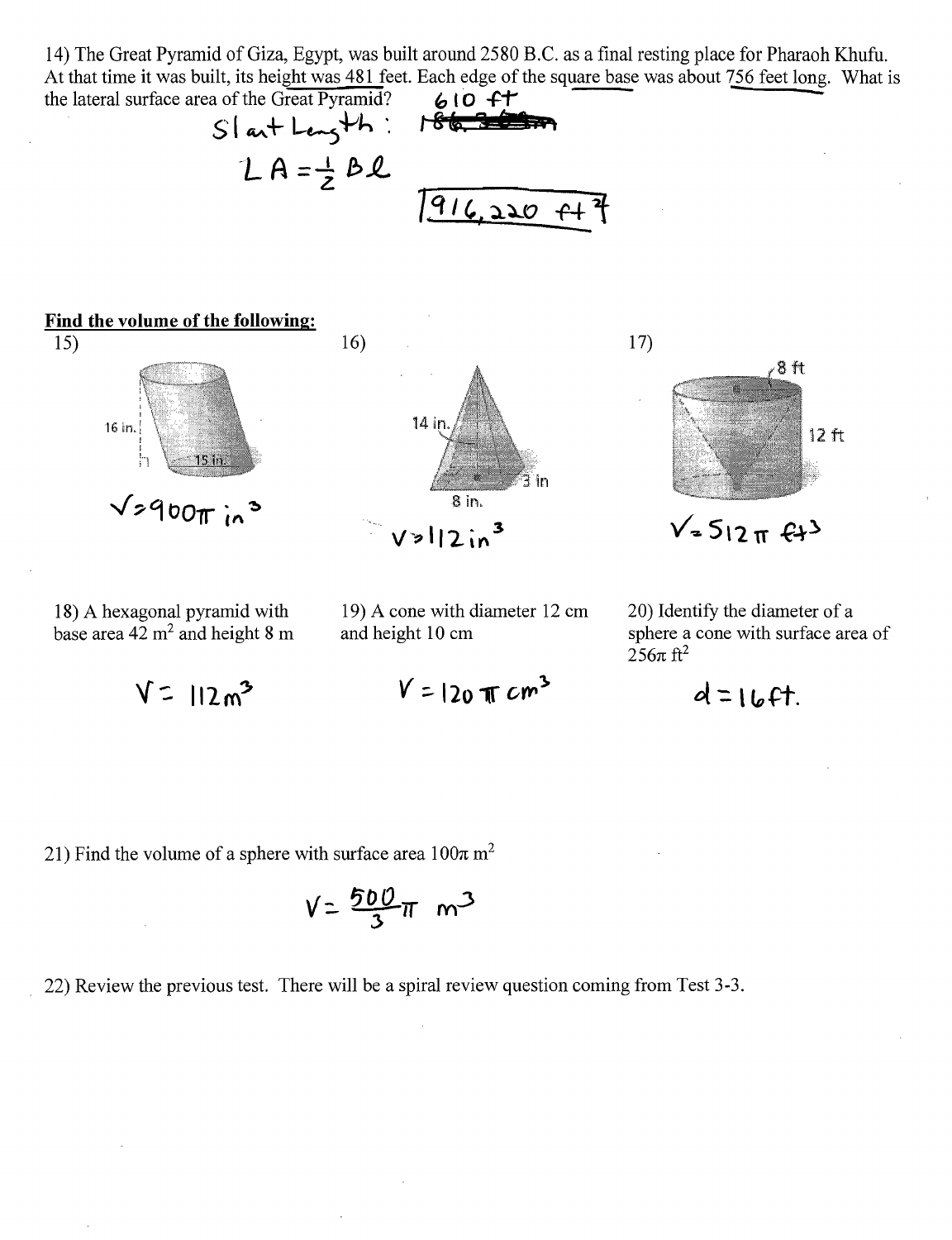14) The Great Pyramid of Giza, Egypt, was built around 2580 B.C. as a final resting place for Pharaoh Khufu. At that time it was built, its height was 481 feet. Each edge of the square base was about 756 feet long. What is the lateral surface area of the Great Pyramid?

610 ft

Slant Length: ~~186,3...~~

$LA = \frac{1}{2} B\ell$

**916,220 ft²**

**Find the volume of the following:**

15)

16 in.

15 in.

$V = 900\pi \text{ in}^3$

16)

14 in.

3 in

8 in.

$V = 112 \text{ in}^3$

17)

8 ft

12 ft

$V = 512\pi \text{ ft}^3$

18) A hexagonal pyramid with base area 42 $m^2$ and height 8 m

$V = 112 m^3$

19) A cone with diameter 12 cm and height 10 cm

$V = 120\pi \text{ cm}^3$

20) Identify the diameter of a sphere a cone with surface area of $256\pi$ $ft^2$

$d = 16 ft.$

21) Find the volume of a sphere with surface area $100\pi$ $m^2$

$V = \frac{500}{3}\pi \text{ m}^3$

22) Review the previous test. There will be a spiral review question coming from Test 3-3.